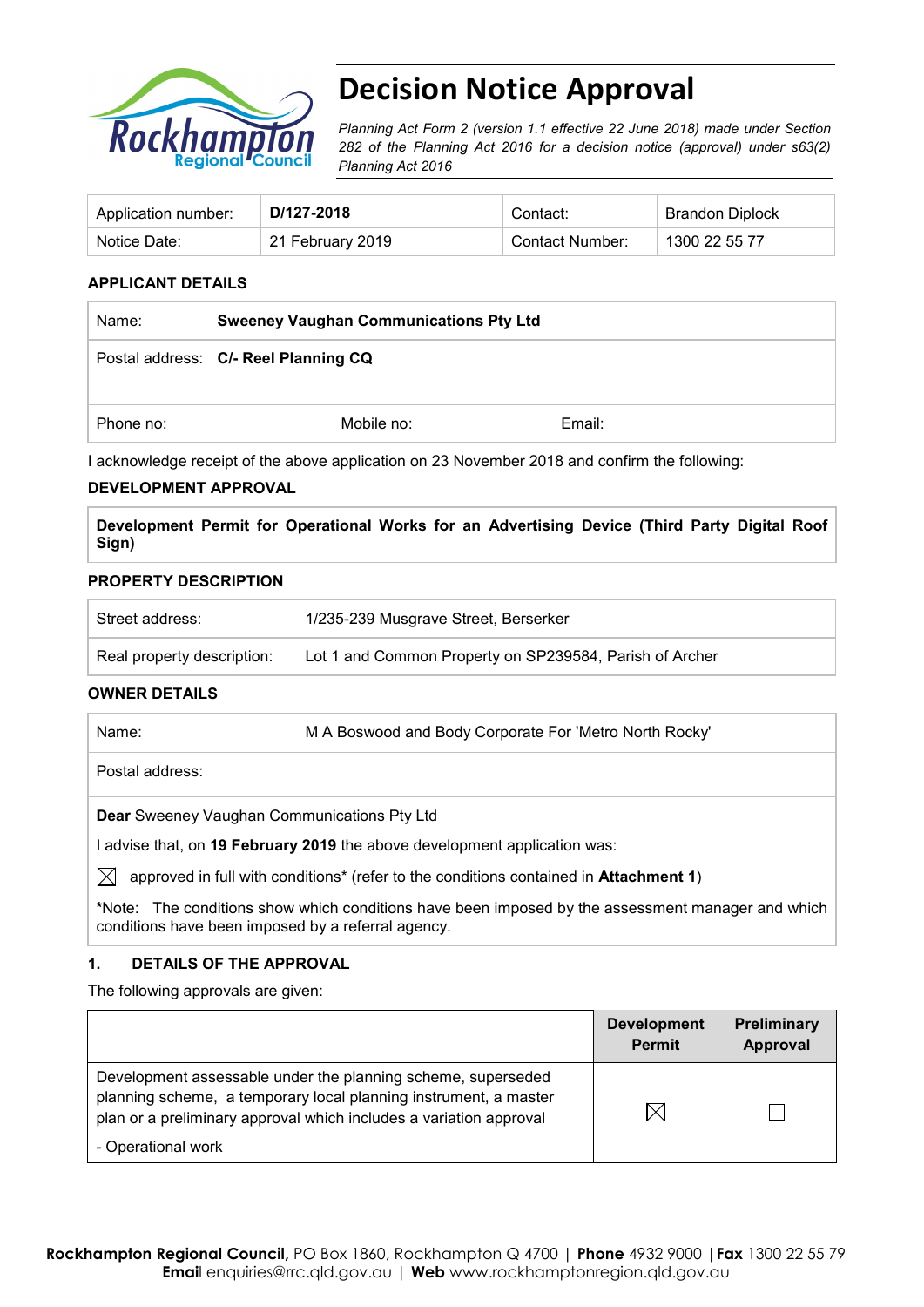# Decision Notice Approval

*Planning Act Form 2 (version 1.1 effective 22 June 2018) made under Section 282 of the Planning Act 2016 for a decision notice (approval) under s63(2) Planning Act 2016*

| Application number: | **D/127-2018** | Contact: | Brandon Diplock |
|---|---|---|---|
| Notice Date: | 21 February 2019 | Contact Number: | 1300 22 55 77 |

**APPLICANT DETAILS**

| Name: | **Sweeney Vaughan Communications Pty Ltd** | |
|---|---|---|
| Postal address: | **C/- Reel Planning CQ** | |
| Phone no: | Mobile no: | Email: |

I acknowledge receipt of the above application on 23 November 2018 and confirm the following:

**DEVELOPMENT APPROVAL**

**Development Permit for Operational Works for an Advertising Device (Third Party Digital Roof Sign)**

**PROPERTY DESCRIPTION**

| Street address: | 1/235-239 Musgrave Street, Berserker |
|---|---|
| Real property description: | Lot 1 and Common Property on SP239584, Parish of Archer |

**OWNER DETAILS**

| Name: | M A Boswood and Body Corporate For 'Metro North Rocky' |
|---|---|
| Postal address: | |

**Dear** Sweeney Vaughan Communications Pty Ltd

I advise that, on **19 February 2019** the above development application was:

☒ approved in full with conditions* (refer to the conditions contained in **Attachment 1**)

*Note: The conditions show which conditions have been imposed by the assessment manager and which conditions have been imposed by a referral agency.

**1. DETAILS OF THE APPROVAL**

The following approvals are given:

| | Development Permit | Preliminary Approval |
|---|---|---|
| Development assessable under the planning scheme, superseded planning scheme, a temporary local planning instrument, a master plan or a preliminary approval which includes a variation approval<br>- Operational work | ☒ | ☐ |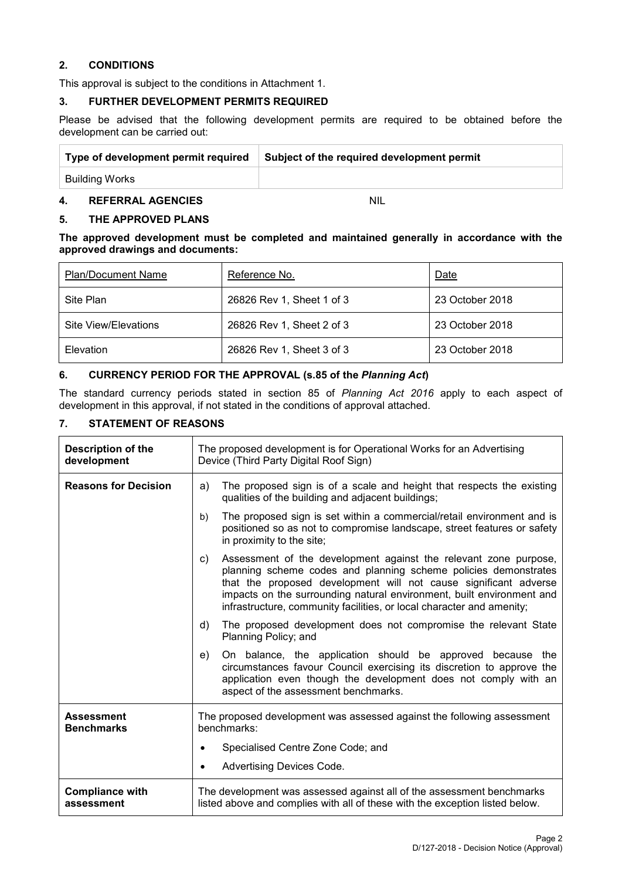## 2. CONDITIONS

This approval is subject to the conditions in Attachment 1.

## 3. FURTHER DEVELOPMENT PERMITS REQUIRED

Please be advised that the following development permits are required to be obtained before the development can be carried out:

| Type of development permit required | Subject of the required development permit |
|---|---|
| Building Works | |

## 4. REFERRAL AGENCIES

NIL

## 5. THE APPROVED PLANS

**The approved development must be completed and maintained generally in accordance with the approved drawings and documents:**

| Plan/Document Name | Reference No. | Date |
|---|---|---|
| Site Plan | 26826 Rev 1, Sheet 1 of 3 | 23 October 2018 |
| Site View/Elevations | 26826 Rev 1, Sheet 2 of 3 | 23 October 2018 |
| Elevation | 26826 Rev 1, Sheet 3 of 3 | 23 October 2018 |

## 6. CURRENCY PERIOD FOR THE APPROVAL (s.85 of the *Planning Act*)

The standard currency periods stated in section 85 of *Planning Act 2016* apply to each aspect of development in this approval, if not stated in the conditions of approval attached.

## 7. STATEMENT OF REASONS

| | |
|---|---|
| **Description of the development** | The proposed development is for Operational Works for an Advertising Device (Third Party Digital Roof Sign) |
| **Reasons for Decision** | a) The proposed sign is of a scale and height that respects the existing qualities of the building and adjacent buildings;<br>b) The proposed sign is set within a commercial/retail environment and is positioned so as not to compromise landscape, street features or safety in proximity to the site;<br>c) Assessment of the development against the relevant zone purpose, planning scheme codes and planning scheme policies demonstrates that the proposed development will not cause significant adverse impacts on the surrounding natural environment, built environment and infrastructure, community facilities, or local character and amenity;<br>d) The proposed development does not compromise the relevant State Planning Policy; and<br>e) On balance, the application should be approved because the circumstances favour Council exercising its discretion to approve the application even though the development does not comply with an aspect of the assessment benchmarks. |
| **Assessment Benchmarks** | The proposed development was assessed against the following assessment benchmarks:<br>• Specialised Centre Zone Code; and<br>• Advertising Devices Code. |
| **Compliance with assessment** | The development was assessed against all of the assessment benchmarks listed above and complies with all of these with the exception listed below. |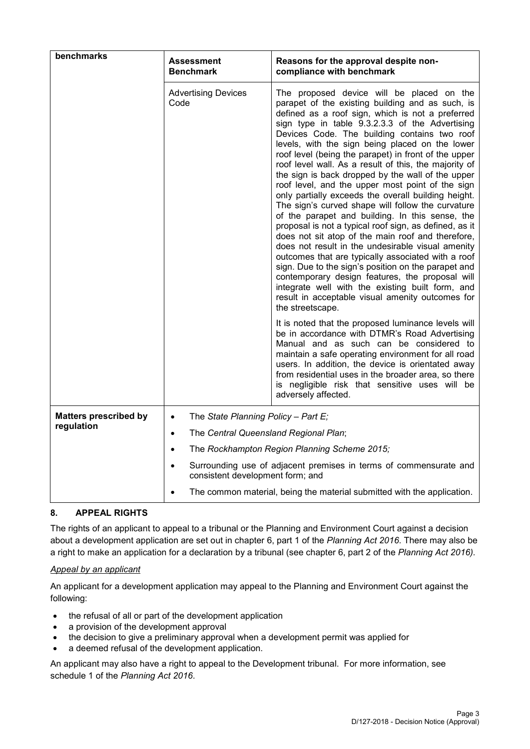| benchmarks | Assessment Benchmark | Reasons for the approval despite non-compliance with benchmark |
|---|---|---|
| | Advertising Devices Code | The proposed device will be placed on the parapet of the existing building and as such, is defined as a roof sign, which is not a preferred sign type in table 9.3.2.3.3 of the Advertising Devices Code. The building contains two roof levels, with the sign being placed on the lower roof level (being the parapet) in front of the upper roof level wall. As a result of this, the majority of the sign is back dropped by the wall of the upper roof level, and the upper most point of the sign only partially exceeds the overall building height. The sign's curved shape will follow the curvature of the parapet and building. In this sense, the proposal is not a typical roof sign, as defined, as it does not sit atop of the main roof and therefore, does not result in the undesirable visual amenity outcomes that are typically associated with a roof sign. Due to the sign's position on the parapet and contemporary design features, the proposal will integrate well with the existing built form, and result in acceptable visual amenity outcomes for the streetscape.<br><br>It is noted that the proposed luminance levels will be in accordance with DTMR's Road Advertising Manual and as such can be considered to maintain a safe operating environment for all road users. In addition, the device is orientated away from residential uses in the broader area, so there is negligible risk that sensitive uses will be adversely affected. |
| **Matters prescribed by regulation** | • The *State Planning Policy – Part E;*<br>• The *Central Queensland Regional Plan*;<br>• The *Rockhampton Region Planning Scheme 2015;*<br>• Surrounding use of adjacent premises in terms of commensurate and consistent development form; and<br>• The common material, being the material submitted with the application. | |

## 8. APPEAL RIGHTS

The rights of an applicant to appeal to a tribunal or the Planning and Environment Court against a decision about a development application are set out in chapter 6, part 1 of the *Planning Act 2016*. There may also be a right to make an application for a declaration by a tribunal (see chapter 6, part 2 of the *Planning Act 2016).*

*Appeal by an applicant*

An applicant for a development application may appeal to the Planning and Environment Court against the following:

- the refusal of all or part of the development application
- a provision of the development approval
- the decision to give a preliminary approval when a development permit was applied for
- a deemed refusal of the development application.

An applicant may also have a right to appeal to the Development tribunal. For more information, see schedule 1 of the *Planning Act 2016*.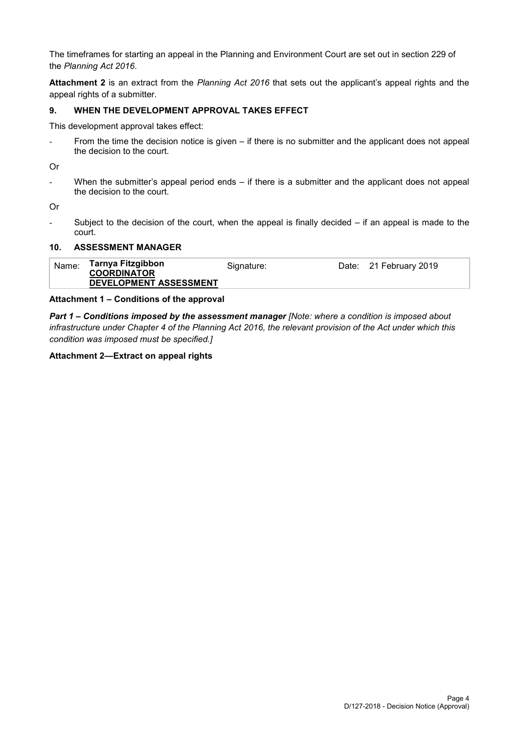The timeframes for starting an appeal in the Planning and Environment Court are set out in section 229 of the *Planning Act 2016*.

**Attachment 2** is an extract from the *Planning Act 2016* that sets out the applicant's appeal rights and the appeal rights of a submitter.

## 9. WHEN THE DEVELOPMENT APPROVAL TAKES EFFECT

This development approval takes effect:

- From the time the decision notice is given – if there is no submitter and the applicant does not appeal the decision to the court.

Or

- When the submitter's appeal period ends – if there is a submitter and the applicant does not appeal the decision to the court.

Or

- Subject to the decision of the court, when the appeal is finally decided – if an appeal is made to the court.

## 10. ASSESSMENT MANAGER

| Name: | **Tarnya Fitzgibbon**<br>**COORDINATOR**<br>**DEVELOPMENT ASSESSMENT** | Signature: | Date: | 21 February 2019 |
|---|---|---|---|---|

**Attachment 1 – Conditions of the approval**

***Part 1 – Conditions imposed by the assessment manager*** *[Note: where a condition is imposed about infrastructure under Chapter 4 of the Planning Act 2016, the relevant provision of the Act under which this condition was imposed must be specified.]*

**Attachment 2—Extract on appeal rights**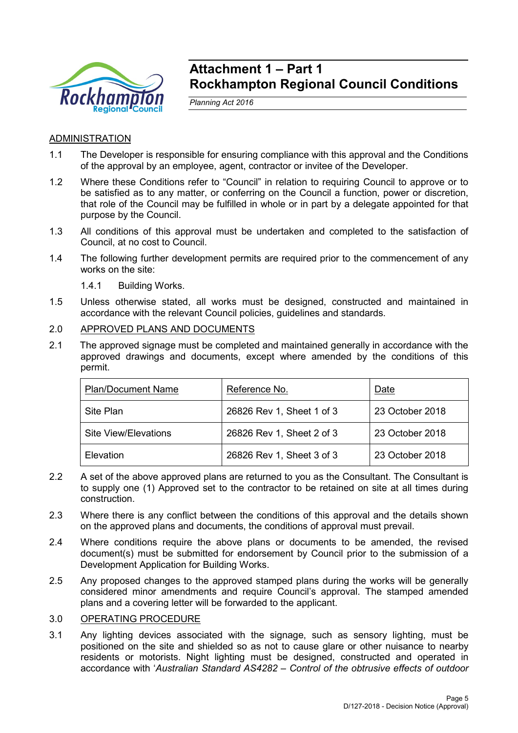# Attachment 1 – Part 1
# Rockhampton Regional Council Conditions

*Planning Act 2016*

ADMINISTRATION

1.1 The Developer is responsible for ensuring compliance with this approval and the Conditions of the approval by an employee, agent, contractor or invitee of the Developer.

1.2 Where these Conditions refer to "Council" in relation to requiring Council to approve or to be satisfied as to any matter, or conferring on the Council a function, power or discretion, that role of the Council may be fulfilled in whole or in part by a delegate appointed for that purpose by the Council.

1.3 All conditions of this approval must be undertaken and completed to the satisfaction of Council, at no cost to Council.

1.4 The following further development permits are required prior to the commencement of any works on the site:

1.4.1 Building Works.

1.5 Unless otherwise stated, all works must be designed, constructed and maintained in accordance with the relevant Council policies, guidelines and standards.

2.0 APPROVED PLANS AND DOCUMENTS

2.1 The approved signage must be completed and maintained generally in accordance with the approved drawings and documents, except where amended by the conditions of this permit.

| Plan/Document Name | Reference No. | Date |
|---|---|---|
| Site Plan | 26826 Rev 1, Sheet 1 of 3 | 23 October 2018 |
| Site View/Elevations | 26826 Rev 1, Sheet 2 of 3 | 23 October 2018 |
| Elevation | 26826 Rev 1, Sheet 3 of 3 | 23 October 2018 |

2.2 A set of the above approved plans are returned to you as the Consultant. The Consultant is to supply one (1) Approved set to the contractor to be retained on site at all times during construction.

2.3 Where there is any conflict between the conditions of this approval and the details shown on the approved plans and documents, the conditions of approval must prevail.

2.4 Where conditions require the above plans or documents to be amended, the revised document(s) must be submitted for endorsement by Council prior to the submission of a Development Application for Building Works.

2.5 Any proposed changes to the approved stamped plans during the works will be generally considered minor amendments and require Council's approval. The stamped amended plans and a covering letter will be forwarded to the applicant.

3.0 OPERATING PROCEDURE

3.1 Any lighting devices associated with the signage, such as sensory lighting, must be positioned on the site and shielded so as not to cause glare or other nuisance to nearby residents or motorists. Night lighting must be designed, constructed and operated in accordance with '*Australian Standard AS4282 – Control of the obtrusive effects of outdoor*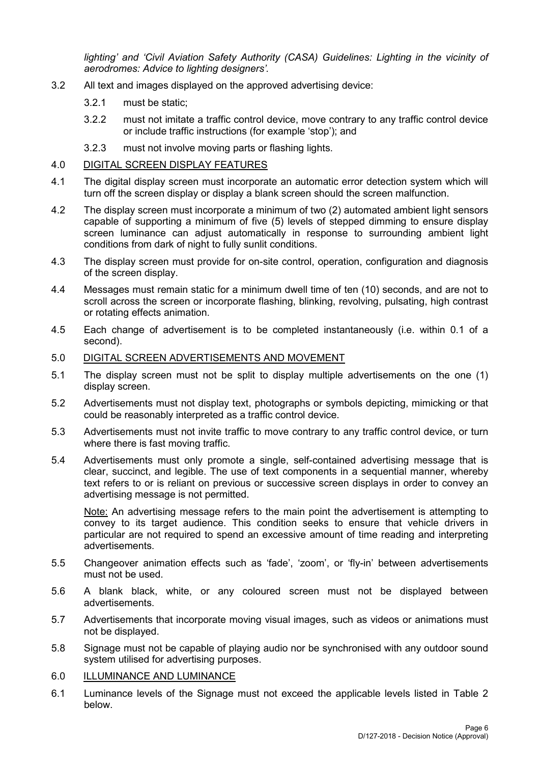*lighting' and 'Civil Aviation Safety Authority (CASA) Guidelines: Lighting in the vicinity of aerodromes: Advice to lighting designers'.*

3.2 All text and images displayed on the approved advertising device:

3.2.1 must be static;

3.2.2 must not imitate a traffic control device, move contrary to any traffic control device or include traffic instructions (for example 'stop'); and

3.2.3 must not involve moving parts or flashing lights.

4.0 DIGITAL SCREEN DISPLAY FEATURES

4.1 The digital display screen must incorporate an automatic error detection system which will turn off the screen display or display a blank screen should the screen malfunction.

4.2 The display screen must incorporate a minimum of two (2) automated ambient light sensors capable of supporting a minimum of five (5) levels of stepped dimming to ensure display screen luminance can adjust automatically in response to surrounding ambient light conditions from dark of night to fully sunlit conditions.

4.3 The display screen must provide for on-site control, operation, configuration and diagnosis of the screen display.

4.4 Messages must remain static for a minimum dwell time of ten (10) seconds, and are not to scroll across the screen or incorporate flashing, blinking, revolving, pulsating, high contrast or rotating effects animation.

4.5 Each change of advertisement is to be completed instantaneously (i.e. within 0.1 of a second).

5.0 DIGITAL SCREEN ADVERTISEMENTS AND MOVEMENT

5.1 The display screen must not be split to display multiple advertisements on the one (1) display screen.

5.2 Advertisements must not display text, photographs or symbols depicting, mimicking or that could be reasonably interpreted as a traffic control device.

5.3 Advertisements must not invite traffic to move contrary to any traffic control device, or turn where there is fast moving traffic.

5.4 Advertisements must only promote a single, self-contained advertising message that is clear, succinct, and legible. The use of text components in a sequential manner, whereby text refers to or is reliant on previous or successive screen displays in order to convey an advertising message is not permitted.

Note: An advertising message refers to the main point the advertisement is attempting to convey to its target audience. This condition seeks to ensure that vehicle drivers in particular are not required to spend an excessive amount of time reading and interpreting advertisements.

5.5 Changeover animation effects such as 'fade', 'zoom', or 'fly-in' between advertisements must not be used.

5.6 A blank black, white, or any coloured screen must not be displayed between advertisements.

5.7 Advertisements that incorporate moving visual images, such as videos or animations must not be displayed.

5.8 Signage must not be capable of playing audio nor be synchronised with any outdoor sound system utilised for advertising purposes.

6.0 ILLUMINANCE AND LUMINANCE

6.1 Luminance levels of the Signage must not exceed the applicable levels listed in Table 2 below.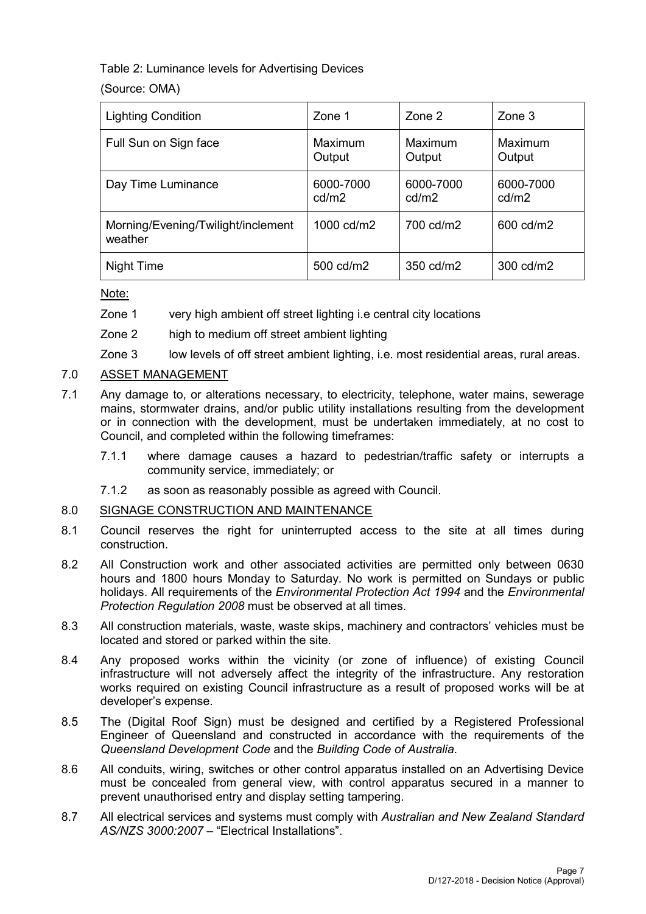Table 2: Luminance levels for Advertising Devices

(Source: OMA)

| Lighting Condition | Zone 1 | Zone 2 | Zone 3 |
|---|---|---|---|
| Full Sun on Sign face | Maximum Output | Maximum Output | Maximum Output |
| Day Time Luminance | 6000-7000 cd/m2 | 6000-7000 cd/m2 | 6000-7000 cd/m2 |
| Morning/Evening/Twilight/inclement weather | 1000 cd/m2 | 700 cd/m2 | 600 cd/m2 |
| Night Time | 500 cd/m2 | 350 cd/m2 | 300 cd/m2 |

Note:

Zone 1 very high ambient off street lighting i.e central city locations

Zone 2 high to medium off street ambient lighting

Zone 3 low levels of off street ambient lighting, i.e. most residential areas, rural areas.

7.0 ASSET MANAGEMENT

7.1 Any damage to, or alterations necessary, to electricity, telephone, water mains, sewerage mains, stormwater drains, and/or public utility installations resulting from the development or in connection with the development, must be undertaken immediately, at no cost to Council, and completed within the following timeframes:

7.1.1 where damage causes a hazard to pedestrian/traffic safety or interrupts a community service, immediately; or

7.1.2 as soon as reasonably possible as agreed with Council.

8.0 SIGNAGE CONSTRUCTION AND MAINTENANCE

8.1 Council reserves the right for uninterrupted access to the site at all times during construction.

8.2 All Construction work and other associated activities are permitted only between 0630 hours and 1800 hours Monday to Saturday. No work is permitted on Sundays or public holidays. All requirements of the *Environmental Protection Act 1994* and the *Environmental Protection Regulation 2008* must be observed at all times.

8.3 All construction materials, waste, waste skips, machinery and contractors' vehicles must be located and stored or parked within the site.

8.4 Any proposed works within the vicinity (or zone of influence) of existing Council infrastructure will not adversely affect the integrity of the infrastructure. Any restoration works required on existing Council infrastructure as a result of proposed works will be at developer's expense.

8.5 The (Digital Roof Sign) must be designed and certified by a Registered Professional Engineer of Queensland and constructed in accordance with the requirements of the *Queensland Development Code* and the *Building Code of Australia*.

8.6 All conduits, wiring, switches or other control apparatus installed on an Advertising Device must be concealed from general view, with control apparatus secured in a manner to prevent unauthorised entry and display setting tampering.

8.7 All electrical services and systems must comply with *Australian and New Zealand Standard AS/NZS 3000:2007* – "Electrical Installations".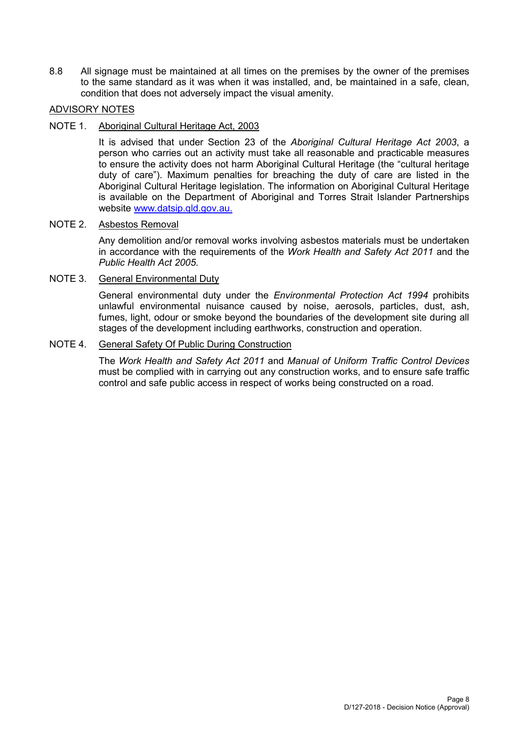8.8 All signage must be maintained at all times on the premises by the owner of the premises to the same standard as it was when it was installed, and, be maintained in a safe, clean, condition that does not adversely impact the visual amenity.

## ADVISORY NOTES

NOTE 1. Aboriginal Cultural Heritage Act, 2003

It is advised that under Section 23 of the *Aboriginal Cultural Heritage Act 2003*, a person who carries out an activity must take all reasonable and practicable measures to ensure the activity does not harm Aboriginal Cultural Heritage (the "cultural heritage duty of care"). Maximum penalties for breaching the duty of care are listed in the Aboriginal Cultural Heritage legislation. The information on Aboriginal Cultural Heritage is available on the Department of Aboriginal and Torres Strait Islander Partnerships website www.datsip.qld.gov.au.

NOTE 2. Asbestos Removal

Any demolition and/or removal works involving asbestos materials must be undertaken in accordance with the requirements of the *Work Health and Safety Act 2011* and the *Public Health Act 2005*.

NOTE 3. General Environmental Duty

General environmental duty under the *Environmental Protection Act 1994* prohibits unlawful environmental nuisance caused by noise, aerosols, particles, dust, ash, fumes, light, odour or smoke beyond the boundaries of the development site during all stages of the development including earthworks, construction and operation.

NOTE 4. General Safety Of Public During Construction

The *Work Health and Safety Act 2011* and *Manual of Uniform Traffic Control Devices* must be complied with in carrying out any construction works, and to ensure safe traffic control and safe public access in respect of works being constructed on a road.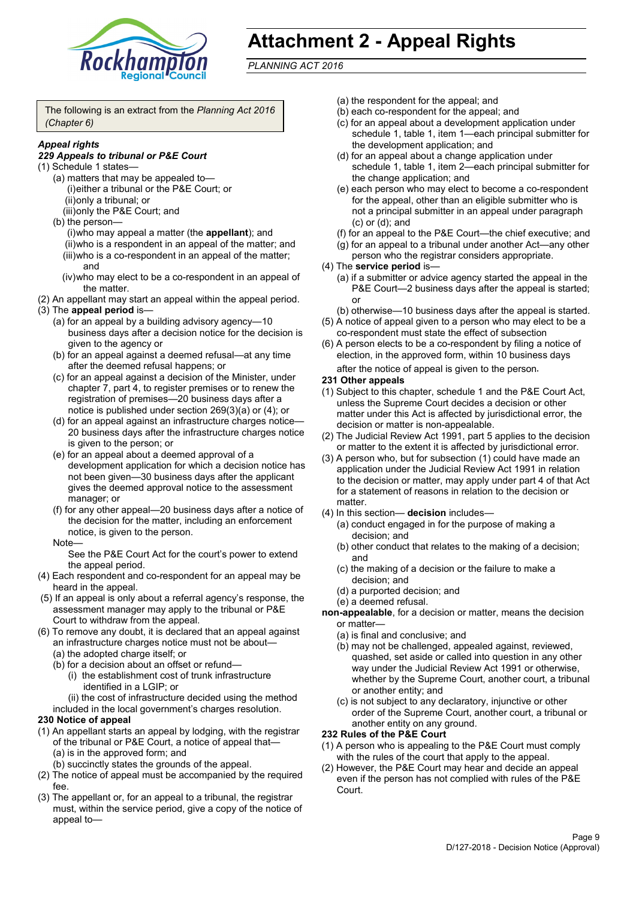# Attachment 2 - Appeal Rights

*PLANNING ACT 2016*

The following is an extract from the *Planning Act 2016 (Chapter 6)*

***Appeal rights***

***229 Appeals to tribunal or P&E Court***

(1) Schedule 1 states—

- (a) matters that may be appealed to—
  - (i) either a tribunal or the P&E Court; or
  - (ii) only a tribunal; or
  - (iii) only the P&E Court; and
- (b) the person—
  - (i) who may appeal a matter (the **appellant**); and
  - (ii) who is a respondent in an appeal of the matter; and
  - (iii) who is a co-respondent in an appeal of the matter; and
  - (iv) who may elect to be a co-respondent in an appeal of the matter.

(2) An appellant may start an appeal within the appeal period.

(3) The **appeal period** is—

- (a) for an appeal by a building advisory agency—10 business days after a decision notice for the decision is given to the agency or
- (b) for an appeal against a deemed refusal—at any time after the deemed refusal happens; or
- (c) for an appeal against a decision of the Minister, under chapter 7, part 4, to register premises or to renew the registration of premises—20 business days after a notice is published under section 269(3)(a) or (4); or
- (d) for an appeal against an infrastructure charges notice—20 business days after the infrastructure charges notice is given to the person; or
- (e) for an appeal about a deemed approval of a development application for which a decision notice has not been given—30 business days after the applicant gives the deemed approval notice to the assessment manager; or
- (f) for any other appeal—20 business days after a notice of the decision for the matter, including an enforcement notice, is given to the person.

Note—

See the P&E Court Act for the court's power to extend the appeal period.

(4) Each respondent and co-respondent for an appeal may be heard in the appeal.

(5) If an appeal is only about a referral agency's response, the assessment manager may apply to the tribunal or P&E Court to withdraw from the appeal.

(6) To remove any doubt, it is declared that an appeal against an infrastructure charges notice must not be about—

- (a) the adopted charge itself; or
- (b) for a decision about an offset or refund—
  - (i) the establishment cost of trunk infrastructure identified in a LGIP; or
  - (ii) the cost of infrastructure decided using the method included in the local government's charges resolution.

**230 Notice of appeal**

(1) An appellant starts an appeal by lodging, with the registrar of the tribunal or P&E Court, a notice of appeal that—

- (a) is in the approved form; and
- (b) succinctly states the grounds of the appeal.

(2) The notice of appeal must be accompanied by the required fee.

(3) The appellant or, for an appeal to a tribunal, the registrar must, within the service period, give a copy of the notice of appeal to—

- (a) the respondent for the appeal; and
- (b) each co-respondent for the appeal; and
- (c) for an appeal about a development application under schedule 1, table 1, item 1—each principal submitter for the development application; and
- (d) for an appeal about a change application under schedule 1, table 1, item 2—each principal submitter for the change application; and
- (e) each person who may elect to become a co-respondent for the appeal, other than an eligible submitter who is not a principal submitter in an appeal under paragraph (c) or (d); and
- (f) for an appeal to the P&E Court—the chief executive; and
- (g) for an appeal to a tribunal under another Act—any other person who the registrar considers appropriate.

(4) The **service period** is—

- (a) if a submitter or advice agency started the appeal in the P&E Court—2 business days after the appeal is started; or
- (b) otherwise—10 business days after the appeal is started.

(5) A notice of appeal given to a person who may elect to be a co-respondent must state the effect of subsection

(6) A person elects to be a co-respondent by filing a notice of election, in the approved form, within 10 business days after the notice of appeal is given to the person.

**231 Other appeals**

(1) Subject to this chapter, schedule 1 and the P&E Court Act, unless the Supreme Court decides a decision or other matter under this Act is affected by jurisdictional error, the decision or matter is non-appealable.

(2) The Judicial Review Act 1991, part 5 applies to the decision or matter to the extent it is affected by jurisdictional error.

(3) A person who, but for subsection (1) could have made an application under the Judicial Review Act 1991 in relation to the decision or matter, may apply under part 4 of that Act for a statement of reasons in relation to the decision or matter.

(4) In this section— **decision** includes—

- (a) conduct engaged in for the purpose of making a decision; and
- (b) other conduct that relates to the making of a decision; and
- (c) the making of a decision or the failure to make a decision; and
- (d) a purported decision; and
- (e) a deemed refusal.

**non-appealable**, for a decision or matter, means the decision or matter—

- (a) is final and conclusive; and
- (b) may not be challenged, appealed against, reviewed, quashed, set aside or called into question in any other way under the Judicial Review Act 1991 or otherwise, whether by the Supreme Court, another court, a tribunal or another entity; and
- (c) is not subject to any declaratory, injunctive or other order of the Supreme Court, another court, a tribunal or another entity on any ground.

**232 Rules of the P&E Court**

(1) A person who is appealing to the P&E Court must comply with the rules of the court that apply to the appeal.

(2) However, the P&E Court may hear and decide an appeal even if the person has not complied with rules of the P&E Court.

D/127-2018 - Decision Notice (Approval)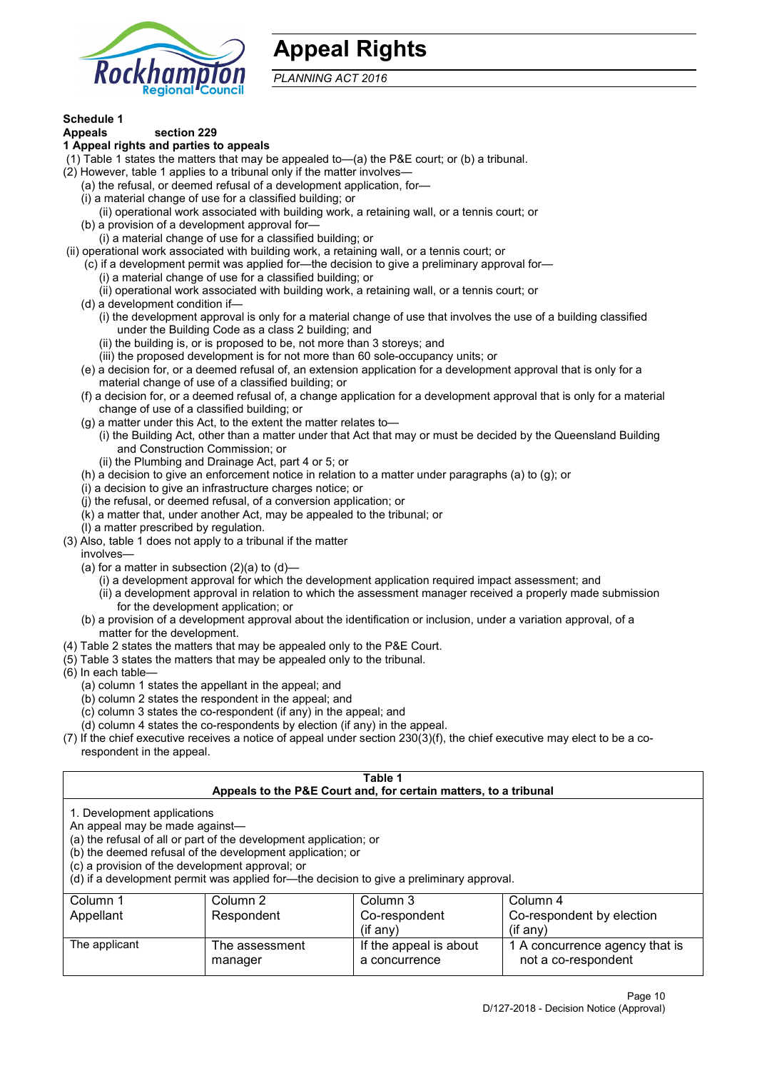# Appeal Rights

*PLANNING ACT 2016*

**Schedule 1**
**Appeals section 229**
**1 Appeal rights and parties to appeals**

(1) Table 1 states the matters that may be appealed to—(a) the P&E court; or (b) a tribunal.
(2) However, table 1 applies to a tribunal only if the matter involves—
  (a) the refusal, or deemed refusal of a development application, for—
  (i) a material change of use for a classified building; or
    (ii) operational work associated with building work, a retaining wall, or a tennis court; or
  (b) a provision of a development approval for—
    (i) a material change of use for a classified building; or
 (ii) operational work associated with building work, a retaining wall, or a tennis court; or
  (c) if a development permit was applied for—the decision to give a preliminary approval for—
    (i) a material change of use for a classified building; or
    (ii) operational work associated with building work, a retaining wall, or a tennis court; or
  (d) a development condition if—
    (i) the development approval is only for a material change of use that involves the use of a building classified under the Building Code as a class 2 building; and
    (ii) the building is, or is proposed to be, not more than 3 storeys; and
    (iii) the proposed development is for not more than 60 sole-occupancy units; or
  (e) a decision for, or a deemed refusal of, an extension application for a development approval that is only for a material change of use of a classified building; or
  (f) a decision for, or a deemed refusal of, a change application for a development approval that is only for a material change of use of a classified building; or
  (g) a matter under this Act, to the extent the matter relates to—
    (i) the Building Act, other than a matter under that Act that may or must be decided by the Queensland Building and Construction Commission; or
    (ii) the Plumbing and Drainage Act, part 4 or 5; or
  (h) a decision to give an enforcement notice in relation to a matter under paragraphs (a) to (g); or
  (i) a decision to give an infrastructure charges notice; or
  (j) the refusal, or deemed refusal, of a conversion application; or
  (k) a matter that, under another Act, may be appealed to the tribunal; or
  (l) a matter prescribed by regulation.
(3) Also, table 1 does not apply to a tribunal if the matter involves—
  (a) for a matter in subsection (2)(a) to (d)—
    (i) a development approval for which the development application required impact assessment; and
    (ii) a development approval in relation to which the assessment manager received a properly made submission for the development application; or
  (b) a provision of a development approval about the identification or inclusion, under a variation approval, of a matter for the development.
(4) Table 2 states the matters that may be appealed only to the P&E Court.
(5) Table 3 states the matters that may be appealed only to the tribunal.
(6) In each table—
  (a) column 1 states the appellant in the appeal; and
  (b) column 2 states the respondent in the appeal; and
  (c) column 3 states the co-respondent (if any) in the appeal; and
  (d) column 4 states the co-respondents by election (if any) in the appeal.
(7) If the chief executive receives a notice of appeal under section 230(3)(f), the chief executive may elect to be a co-respondent in the appeal.

| **Table 1**<br>**Appeals to the P&E Court and, for certain matters, to a tribunal** | | | |
|---|---|---|---|
| 1. Development applications<br>An appeal may be made against—<br>(a) the refusal of all or part of the development application; or<br>(b) the deemed refusal of the development application; or<br>(c) a provision of the development approval; or<br>(d) if a development permit was applied for—the decision to give a preliminary approval. | | | |
| Column 1<br>Appellant | Column 2<br>Respondent | Column 3<br>Co-respondent<br>(if any) | Column 4<br>Co-respondent by election<br>(if any) |
| The applicant | The assessment manager | If the appeal is about a concurrence | 1 A concurrence agency that is not a co-respondent |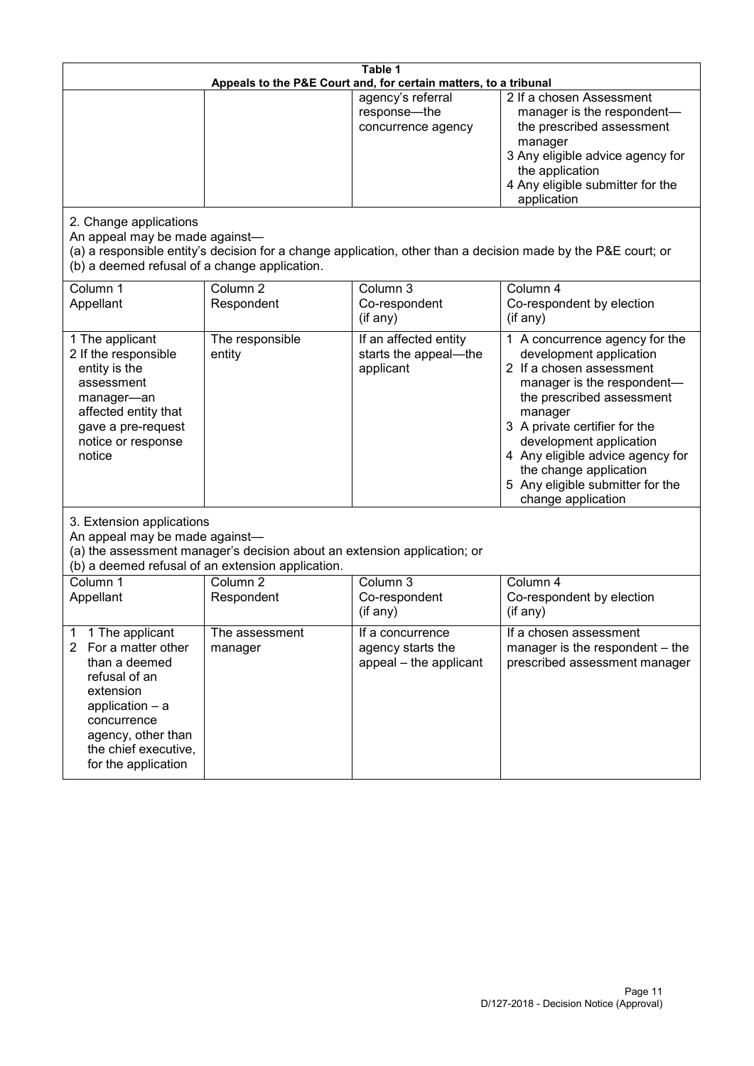**Table 1**
**Appeals to the P&E Court and, for certain matters, to a tribunal**

| | | | |
|---|---|---|---|
| | | agency's referral response—the concurrence agency | 2 If a chosen Assessment manager is the respondent—the prescribed assessment manager<br>3 Any eligible advice agency for the application<br>4 Any eligible submitter for the application |

2. Change applications

An appeal may be made against—

(a) a responsible entity's decision for a change application, other than a decision made by the P&E court; or

(b) a deemed refusal of a change application.

| Column 1<br>Appellant | Column 2<br>Respondent | Column 3<br>Co-respondent<br>(if any) | Column 4<br>Co-respondent by election<br>(if any) |
|---|---|---|---|
| 1 The applicant<br>2 If the responsible entity is the assessment manager—an affected entity that gave a pre-request notice or response notice | The responsible entity | If an affected entity starts the appeal—the applicant | 1 A concurrence agency for the development application<br>2 If a chosen assessment manager is the respondent—the prescribed assessment manager<br>3 A private certifier for the development application<br>4 Any eligible advice agency for the change application<br>5 Any eligible submitter for the change application |

3. Extension applications

An appeal may be made against—

(a) the assessment manager's decision about an extension application; or

(b) a deemed refusal of an extension application.

| Column 1<br>Appellant | Column 2<br>Respondent | Column 3<br>Co-respondent<br>(if any) | Column 4<br>Co-respondent by election<br>(if any) |
|---|---|---|---|
| 1 1 The applicant<br>2 For a matter other than a deemed refusal of an extension application – a concurrence agency, other than the chief executive, for the application | The assessment manager | If a concurrence agency starts the appeal – the applicant | If a chosen assessment manager is the respondent – the prescribed assessment manager |

D/127-2018 - Decision Notice (Approval)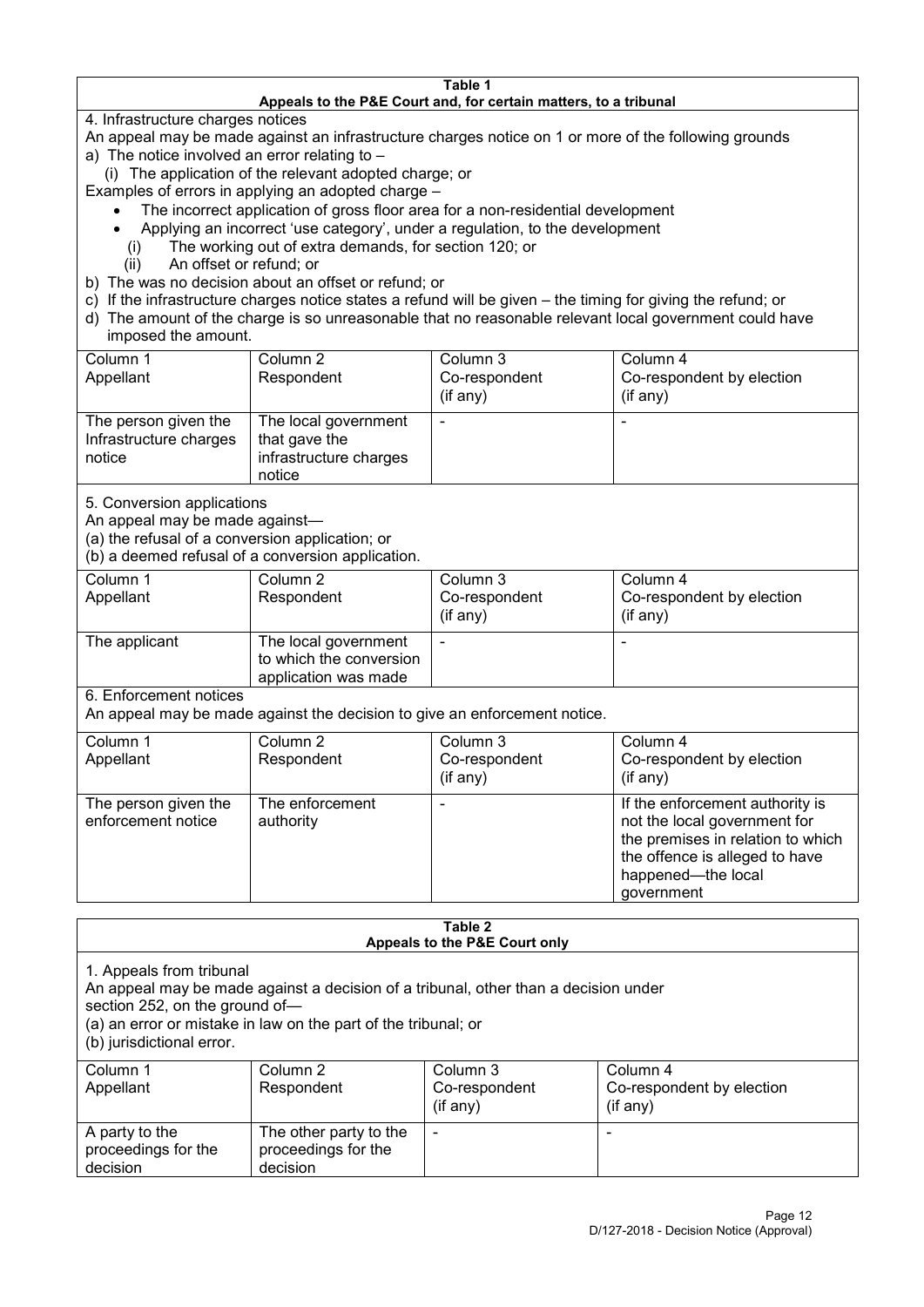**Table 1**
**Appeals to the P&E Court and, for certain matters, to a tribunal**

4. Infrastructure charges notices

An appeal may be made against an infrastructure charges notice on 1 or more of the following grounds

a) The notice involved an error relating to –

(i) The application of the relevant adopted charge; or

Examples of errors in applying an adopted charge –

- The incorrect application of gross floor area for a non-residential development
- Applying an incorrect 'use category', under a regulation, to the development

(i) The working out of extra demands, for section 120; or

(ii) An offset or refund; or

b) The was no decision about an offset or refund; or

c) If the infrastructure charges notice states a refund will be given – the timing for giving the refund; or

d) The amount of the charge is so unreasonable that no reasonable relevant local government could have imposed the amount.

| Column 1<br>Appellant | Column 2<br>Respondent | Column 3<br>Co-respondent<br>(if any) | Column 4<br>Co-respondent by election<br>(if any) |
|---|---|---|---|
| The person given the Infrastructure charges notice | The local government that gave the infrastructure charges notice | - | - |

5. Conversion applications

An appeal may be made against—

(a) the refusal of a conversion application; or

(b) a deemed refusal of a conversion application.

| Column 1<br>Appellant | Column 2<br>Respondent | Column 3<br>Co-respondent<br>(if any) | Column 4<br>Co-respondent by election<br>(if any) |
|---|---|---|---|
| The applicant | The local government to which the conversion application was made | - | - |

6. Enforcement notices

An appeal may be made against the decision to give an enforcement notice.

| Column 1<br>Appellant | Column 2<br>Respondent | Column 3<br>Co-respondent<br>(if any) | Column 4<br>Co-respondent by election<br>(if any) |
|---|---|---|---|
| The person given the enforcement notice | The enforcement authority | - | If the enforcement authority is not the local government for the premises in relation to which the offence is alleged to have happened—the local government |

**Table 2**
**Appeals to the P&E Court only**

1. Appeals from tribunal

An appeal may be made against a decision of a tribunal, other than a decision under section 252, on the ground of—

(a) an error or mistake in law on the part of the tribunal; or

(b) jurisdictional error.

| Column 1<br>Appellant | Column 2<br>Respondent | Column 3<br>Co-respondent<br>(if any) | Column 4<br>Co-respondent by election<br>(if any) |
|---|---|---|---|
| A party to the proceedings for the decision | The other party to the proceedings for the decision | - | - |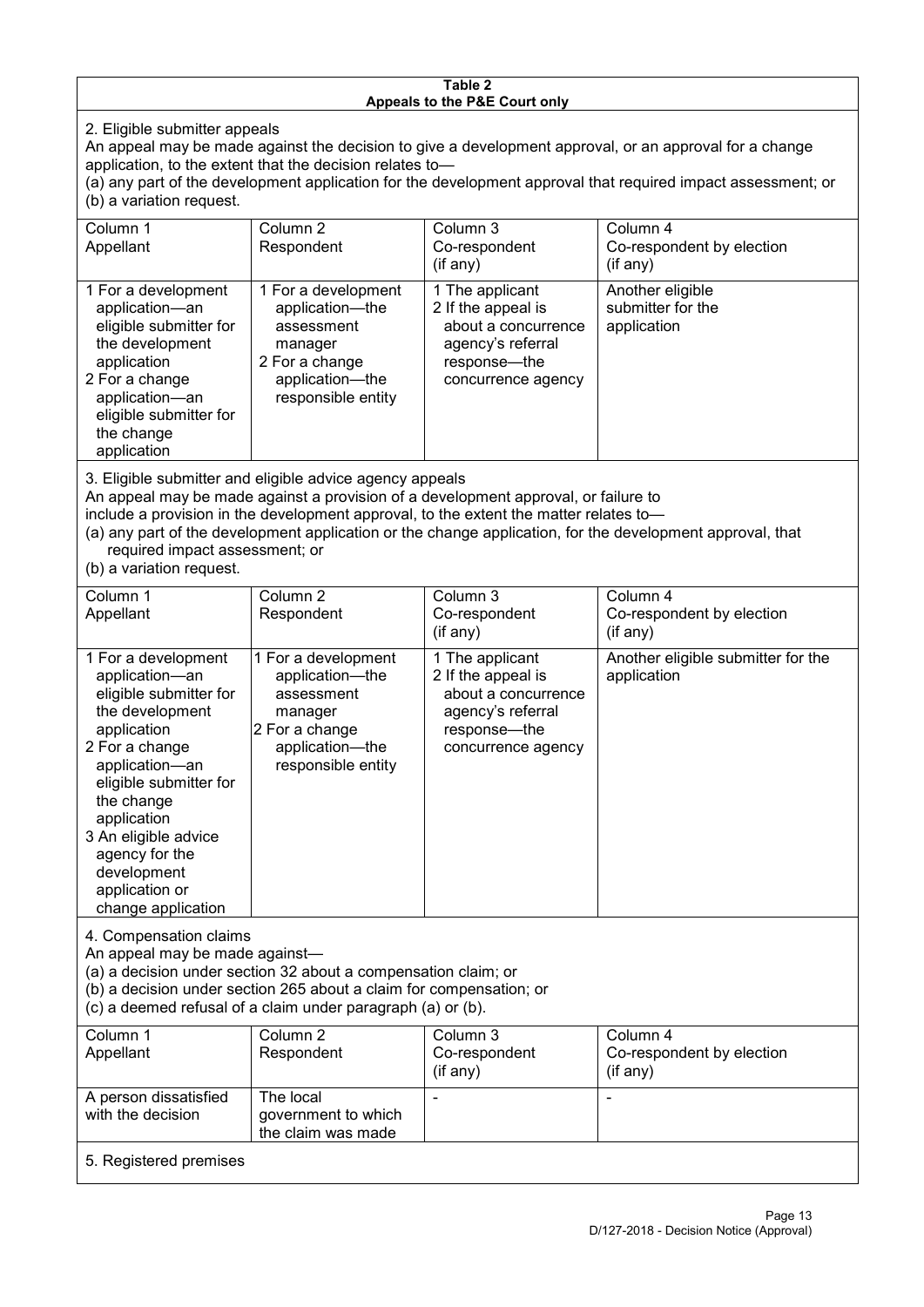**Table 2**
**Appeals to the P&E Court only**

2. Eligible submitter appeals

An appeal may be made against the decision to give a development approval, or an approval for a change application, to the extent that the decision relates to—

(a) any part of the development application for the development approval that required impact assessment; or

(b) a variation request.

| Column 1<br>Appellant | Column 2<br>Respondent | Column 3<br>Co-respondent<br>(if any) | Column 4<br>Co-respondent by election<br>(if any) |
|---|---|---|---|
| 1 For a development application—an eligible submitter for the development application<br>2 For a change application—an eligible submitter for the change application | 1 For a development application—the assessment manager<br>2 For a change application—the responsible entity | 1 The applicant<br>2 If the appeal is about a concurrence agency's referral response—the concurrence agency | Another eligible submitter for the application |

3. Eligible submitter and eligible advice agency appeals

An appeal may be made against a provision of a development approval, or failure to include a provision in the development approval, to the extent the matter relates to—

(a) any part of the development application or the change application, for the development approval, that required impact assessment; or

(b) a variation request.

| Column 1<br>Appellant | Column 2<br>Respondent | Column 3<br>Co-respondent<br>(if any) | Column 4<br>Co-respondent by election<br>(if any) |
|---|---|---|---|
| 1 For a development application—an eligible submitter for the development application<br>2 For a change application—an eligible submitter for the change application<br>3 An eligible advice agency for the development application or change application | 1 For a development application—the assessment manager<br>2 For a change application—the responsible entity | 1 The applicant<br>2 If the appeal is about a concurrence agency's referral response—the concurrence agency | Another eligible submitter for the application |

4. Compensation claims

An appeal may be made against—

(a) a decision under section 32 about a compensation claim; or

(b) a decision under section 265 about a claim for compensation; or

(c) a deemed refusal of a claim under paragraph (a) or (b).

| Column 1<br>Appellant | Column 2<br>Respondent | Column 3<br>Co-respondent<br>(if any) | Column 4<br>Co-respondent by election<br>(if any) |
|---|---|---|---|
| A person dissatisfied with the decision | The local government to which the claim was made | - | - |

5. Registered premises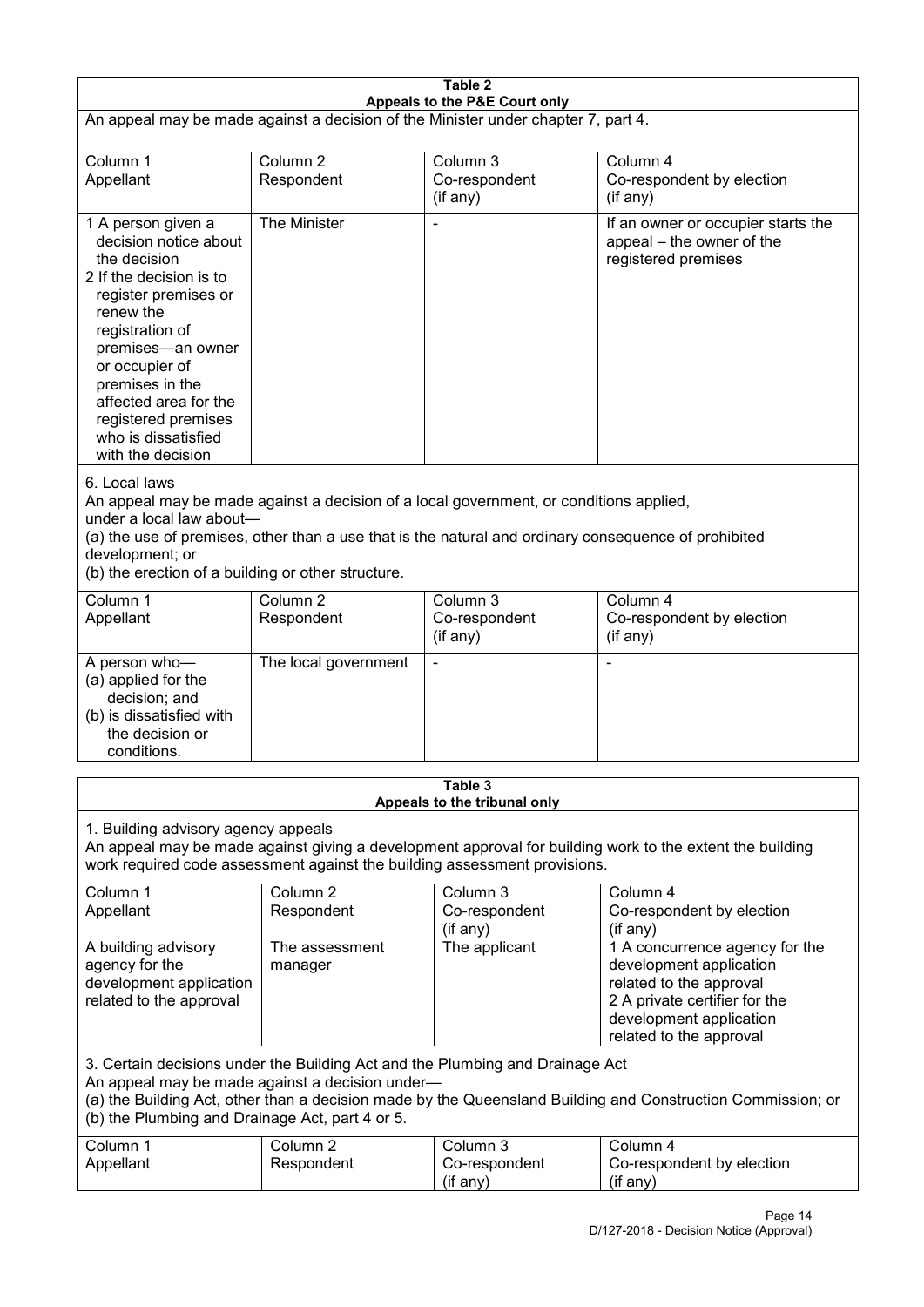**Table 2**
**Appeals to the P&E Court only**

An appeal may be made against a decision of the Minister under chapter 7, part 4.

| Column 1<br>Appellant | Column 2<br>Respondent | Column 3<br>Co-respondent<br>(if any) | Column 4<br>Co-respondent by election<br>(if any) |
|---|---|---|---|
| 1 A person given a decision notice about the decision<br>2 If the decision is to register premises or renew the registration of premises—an owner or occupier of premises in the affected area for the registered premises who is dissatisfied with the decision | The Minister | - | If an owner or occupier starts the appeal – the owner of the registered premises |

6. Local laws

An appeal may be made against a decision of a local government, or conditions applied, under a local law about—

(a) the use of premises, other than a use that is the natural and ordinary consequence of prohibited development; or

(b) the erection of a building or other structure.

| Column 1<br>Appellant | Column 2<br>Respondent | Column 3<br>Co-respondent<br>(if any) | Column 4<br>Co-respondent by election<br>(if any) |
|---|---|---|---|
| A person who—<br>(a) applied for the decision; and<br>(b) is dissatisfied with the decision or conditions. | The local government | - | - |

**Table 3**
**Appeals to the tribunal only**

1. Building advisory agency appeals

An appeal may be made against giving a development approval for building work to the extent the building work required code assessment against the building assessment provisions.

| Column 1<br>Appellant | Column 2<br>Respondent | Column 3<br>Co-respondent<br>(if any) | Column 4<br>Co-respondent by election<br>(if any) |
|---|---|---|---|
| A building advisory agency for the development application related to the approval | The assessment manager | The applicant | 1 A concurrence agency for the development application related to the approval<br>2 A private certifier for the development application related to the approval |

3. Certain decisions under the Building Act and the Plumbing and Drainage Act

An appeal may be made against a decision under—

(a) the Building Act, other than a decision made by the Queensland Building and Construction Commission; or

(b) the Plumbing and Drainage Act, part 4 or 5.

| Column 1<br>Appellant | Column 2<br>Respondent | Column 3<br>Co-respondent<br>(if any) | Column 4<br>Co-respondent by election<br>(if any) |
|---|---|---|---|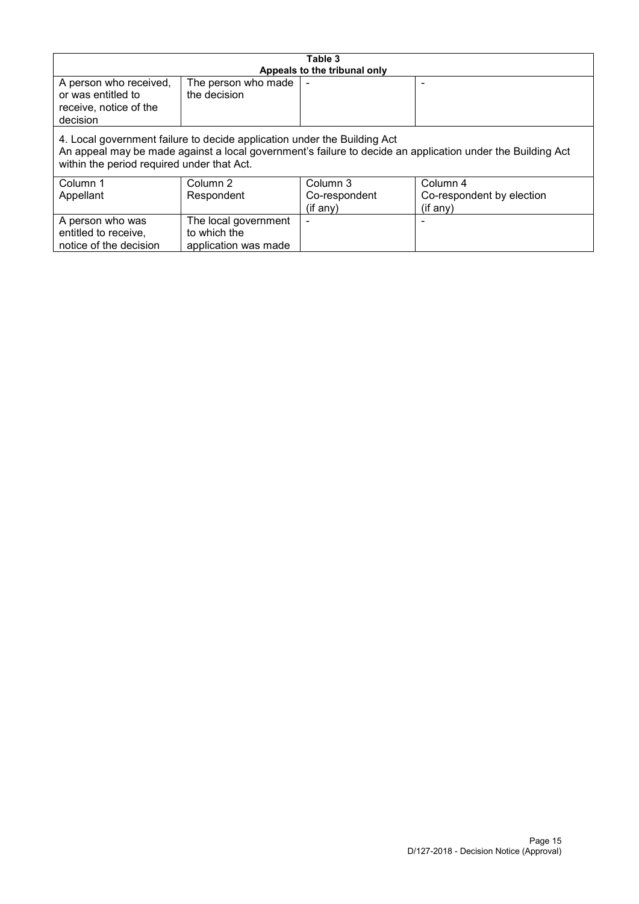| Table 3<br>Appeals to the tribunal only | | | |
|---|---|---|---|
| A person who received, or was entitled to receive, notice of the decision | The person who made the decision | - | - |
| 4. Local government failure to decide application under the Building Act<br>An appeal may be made against a local government's failure to decide an application under the Building Act within the period required under that Act. | | | |
| Column 1<br>Appellant | Column 2<br>Respondent | Column 3<br>Co-respondent<br>(if any) | Column 4<br>Co-respondent by election<br>(if any) |
| A person who was entitled to receive, notice of the decision | The local government to which the application was made | - | - |